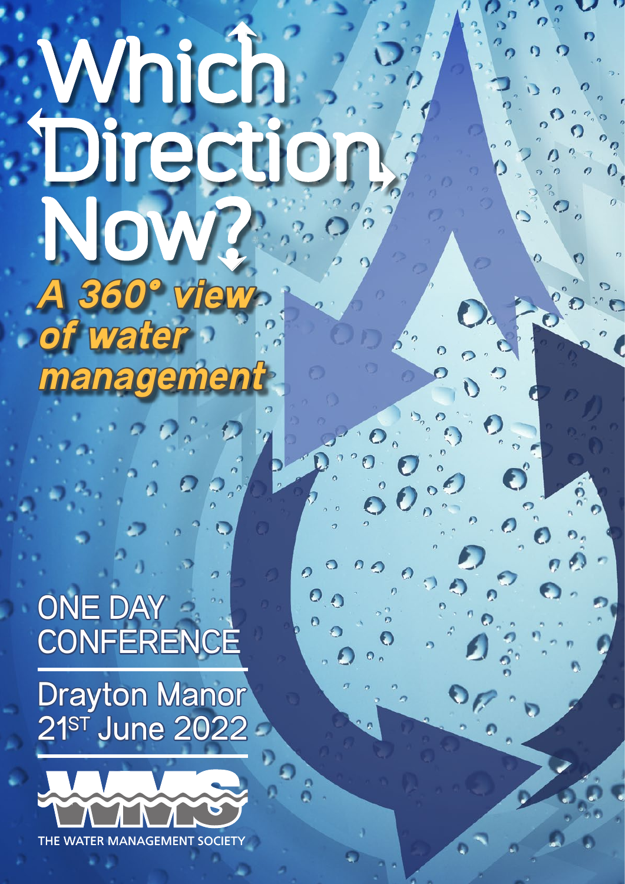# Which Direction Now?

***A 360° view of water management***

ONE DAY CONFERENCE

Drayton Manor
21st June 2022

WMS

THE WATER MANAGEMENT SOCIETY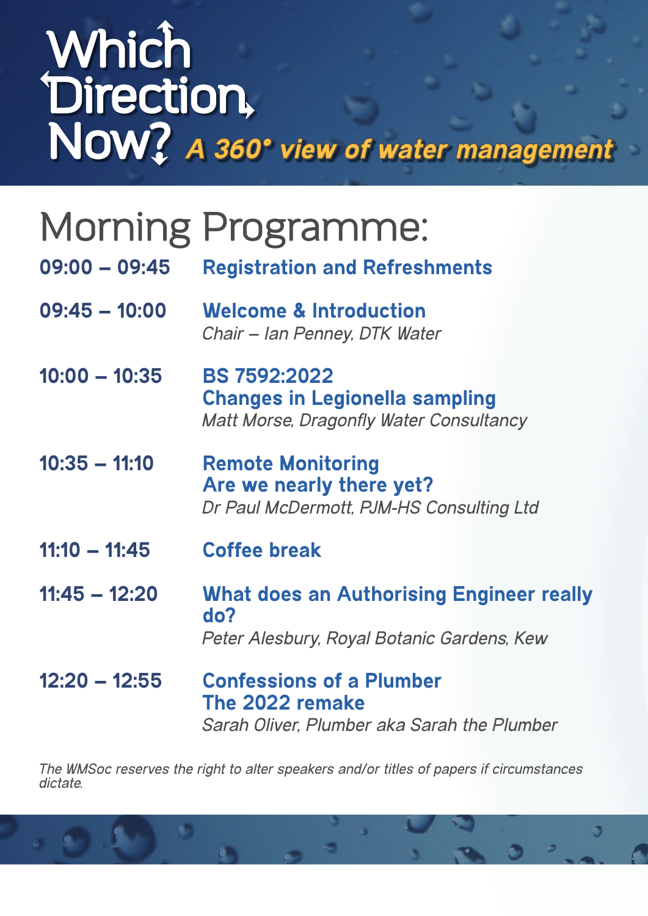# Which Direction Now? *A 360° view of water management*

## Morning Programme:

| | |
|---|---|
| **09:00 – 09:45** | **Registration and Refreshments** |
| **09:45 – 10:00** | **Welcome & Introduction** *Chair – Ian Penney, DTK Water* |
| **10:00 – 10:35** | **BS 7592:2022 Changes in Legionella sampling** *Matt Morse, Dragonfly Water Consultancy* |
| **10:35 – 11:10** | **Remote Monitoring Are we nearly there yet?** *Dr Paul McDermott, PJM-HS Consulting Ltd* |
| **11:10 – 11:45** | **Coffee break** |
| **11:45 – 12:20** | **What does an Authorising Engineer really do?** *Peter Alesbury, Royal Botanic Gardens, Kew* |
| **12:20 – 12:55** | **Confessions of a Plumber The 2022 remake** *Sarah Oliver, Plumber aka Sarah the Plumber* |

*The WMSoc reserves the right to alter speakers and/or titles of papers if circumstances dictate.*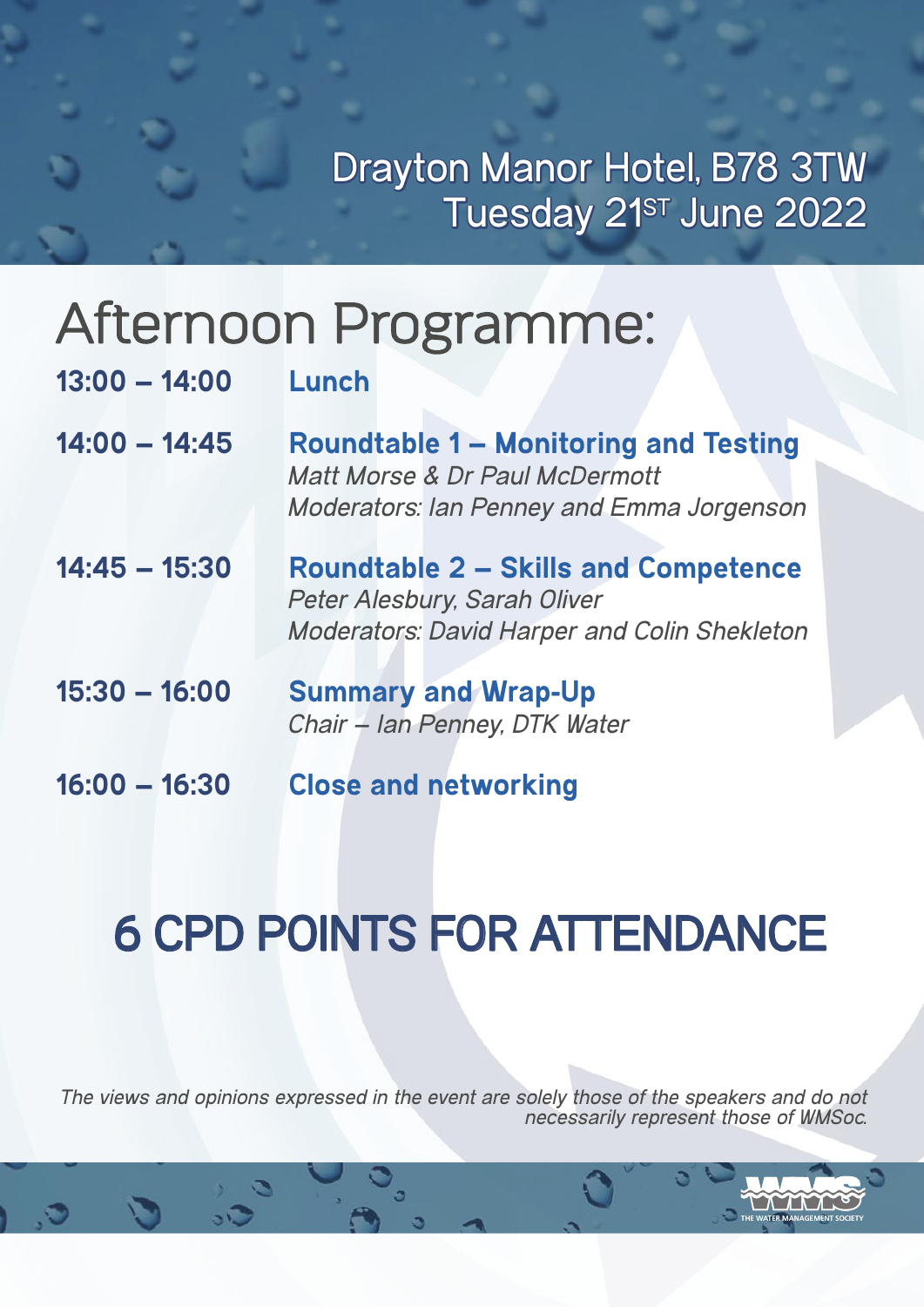Drayton Manor Hotel, B78 3TW
Tuesday 21ST June 2022

# Afternoon Programme:

**13:00 – 14:00** **Lunch**

**14:00 – 14:45** **Roundtable 1 – Monitoring and Testing**
*Matt Morse & Dr Paul McDermott*
*Moderators: Ian Penney and Emma Jorgenson*

**14:45 – 15:30** **Roundtable 2 – Skills and Competence**
*Peter Alesbury, Sarah Oliver*
*Moderators: David Harper and Colin Shekleton*

**15:30 – 16:00** **Summary and Wrap-Up**
*Chair – Ian Penney, DTK Water*

**16:00 – 16:30** **Close and networking**

## 6 CPD POINTS FOR ATTENDANCE

*The views and opinions expressed in the event are solely those of the speakers and do not necessarily represent those of WMSoc.*

WMS THE WATER MANAGEMENT SOCIETY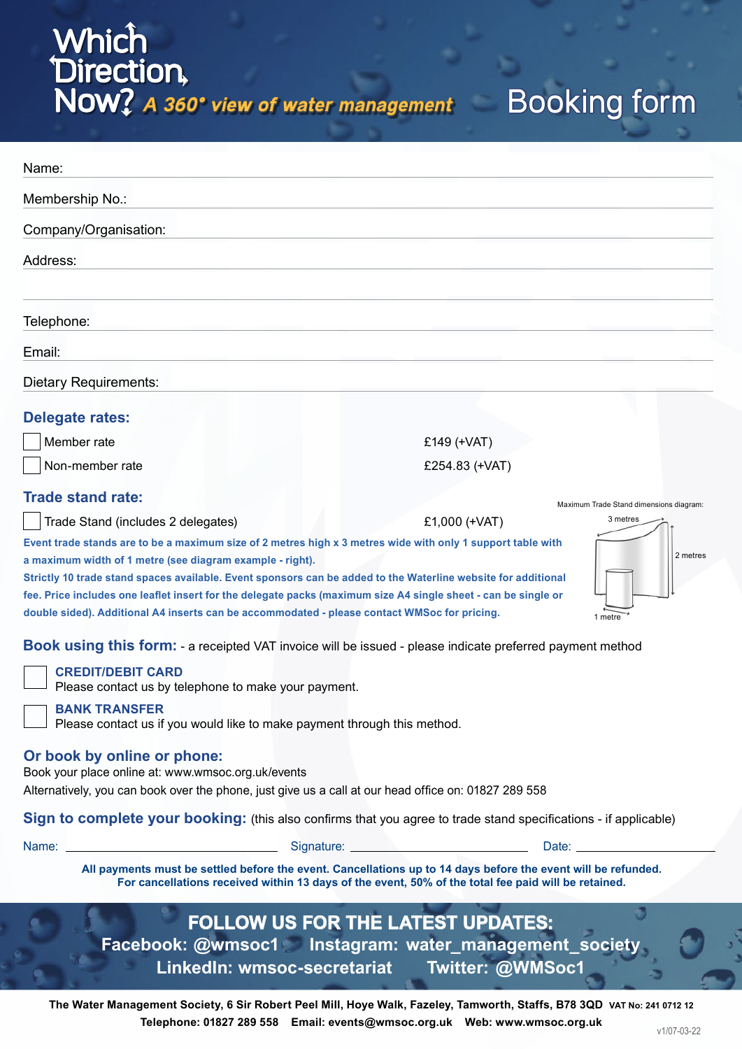# Which Direction Now? *A 360° view of water management*

# Booking form

Name:

Membership No.:

Company/Organisation:

Address:

Telephone:

Email:

Dietary Requirements:

## Delegate rates:

| | |
|---|---|
| ☐ Member rate | £149 (+VAT) |
| ☐ Non-member rate | £254.83 (+VAT) |

## Trade stand rate:

| | |
|---|---|
| ☐ Trade Stand (includes 2 delegates) | £1,000 (+VAT) |

**Event trade stands are to be a maximum size of 2 metres high x 3 metres wide with only 1 support table with a maximum width of 1 metre (see diagram example - right).**

**Strictly 10 trade stand spaces available. Event sponsors can be added to the Waterline website for additional fee. Price includes one leaflet insert for the delegate packs (maximum size A4 single sheet - can be single or double sided). Additional A4 inserts can be accommodated - please contact WMSoc for pricing.**

Maximum Trade Stand dimensions diagram:

3 metres

2 metres

1 metre

## Book using this form: - a receipted VAT invoice will be issued - please indicate preferred payment method

☐ **CREDIT/DEBIT CARD**
Please contact us by telephone to make your payment.

☐ **BANK TRANSFER**
Please contact us if you would like to make payment through this method.

## Or book by online or phone:

Book your place online at: www.wmsoc.org.uk/events

Alternatively, you can book over the phone, just give us a call at our head office on: 01827 289 558

## Sign to complete your booking: (this also confirms that you agree to trade stand specifications - if applicable)

Name: ____________________ Signature: ____________________ Date: ____________________

**All payments must be settled before the event. Cancellations up to 14 days before the event will be refunded.**
**For cancellations received within 13 days of the event, 50% of the total fee paid will be retained.**

**FOLLOW US FOR THE LATEST UPDATES:**
**Facebook: @wmsoc1 Instagram: water_management_society**
**LinkedIn: wmsoc-secretariat Twitter: @WMSoc1**

**The Water Management Society, 6 Sir Robert Peel Mill, Hoye Walk, Fazeley, Tamworth, Staffs, B78 3QD VAT No: 241 0712 12**
**Telephone: 01827 289 558 Email: events@wmsoc.org.uk Web: www.wmsoc.org.uk**

v1/07-03-22